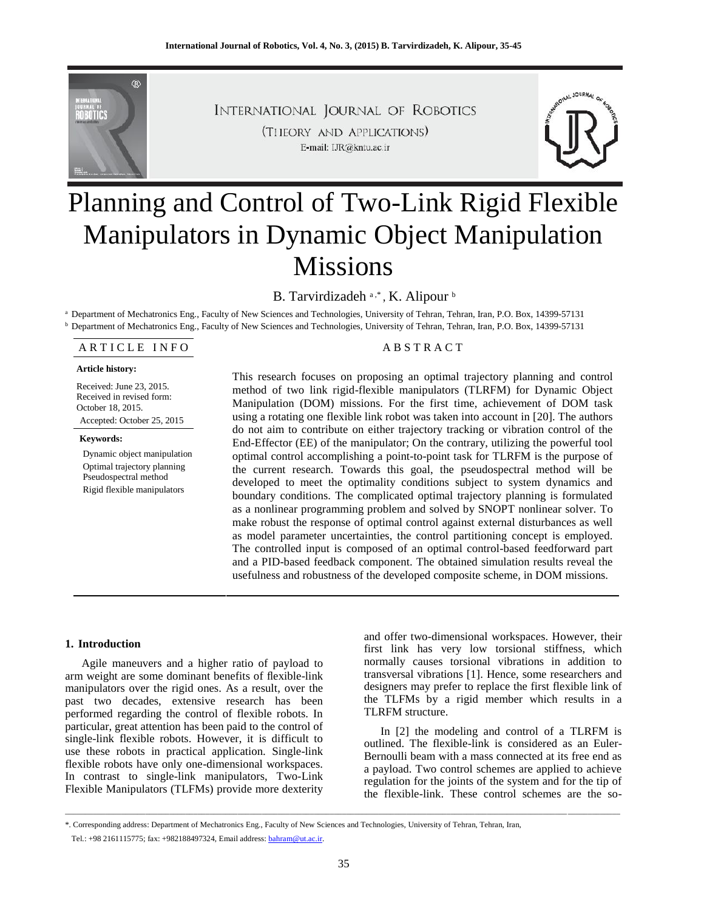# Planning and Control of Two-Link Rigid Flexible Manipulators in Dynamic Object Manipulation Missions

B. Tarvirdizadeh [a,*], K. Alipour [b]

[a] Department of Mechatronics Eng., Faculty of New Sciences and Technologies, University of Tehran, Tehran, Iran, P.O. Box, 14399-57131

[b] Department of Mechatronics Eng., Faculty of New Sciences and Technologies, University of Tehran, Tehran, Iran, P.O. Box, 14399-57131

## ARTICLE INFO

**Article history:**

Received: June 23, 2015.
Received in revised form: October 18, 2015.
Accepted: October 25, 2015

**Keywords:**

Dynamic object manipulation
Optimal trajectory planning
Pseudospectral method
Rigid flexible manipulators

## ABSTRACT

This research focuses on proposing an optimal trajectory planning and control method of two link rigid-flexible manipulators (TLRFM) for Dynamic Object Manipulation (DOM) missions. For the first time, achievement of DOM task using a rotating one flexible link robot was taken into account in [20]. The authors do not aim to contribute on either trajectory tracking or vibration control of the End-Effector (EE) of the manipulator; On the contrary, utilizing the powerful tool optimal control accomplishing a point-to-point task for TLRFM is the purpose of the current research. Towards this goal, the pseudospectral method will be developed to meet the optimality conditions subject to system dynamics and boundary conditions. The complicated optimal trajectory planning is formulated as a nonlinear programming problem and solved by SNOPT nonlinear solver. To make robust the response of optimal control against external disturbances as well as model parameter uncertainties, the control partitioning concept is employed. The controlled input is composed of an optimal control-based feedforward part and a PID-based feedback component. The obtained simulation results reveal the usefulness and robustness of the developed composite scheme, in DOM missions.

## 1. Introduction

Agile maneuvers and a higher ratio of payload to arm weight are some dominant benefits of flexible-link manipulators over the rigid ones. As a result, over the past two decades, extensive research has been performed regarding the control of flexible robots. In particular, great attention has been paid to the control of single-link flexible robots. However, it is difficult to use these robots in practical application. Single-link flexible robots have only one-dimensional workspaces. In contrast to single-link manipulators, Two-Link Flexible Manipulators (TLFMs) provide more dexterity and offer two-dimensional workspaces. However, their first link has very low torsional stiffness, which normally causes torsional vibrations in addition to transversal vibrations [1]. Hence, some researchers and designers may prefer to replace the first flexible link of the TLFMs by a rigid member which results in a TLRFM structure.

In [2] the modeling and control of a TLRFM is outlined. The flexible-link is considered as an Euler-Bernoulli beam with a mass connected at its free end as a payload. Two control schemes are applied to achieve regulation for the joints of the system and for the tip of the flexible-link. These control schemes are the so-

*. Corresponding address: Department of Mechatronics Eng., Faculty of New Sciences and Technologies, University of Tehran, Tehran, Iran, Tel.: +98 2161115775; fax: +982188497324, Email address: bahram@ut.ac.ir.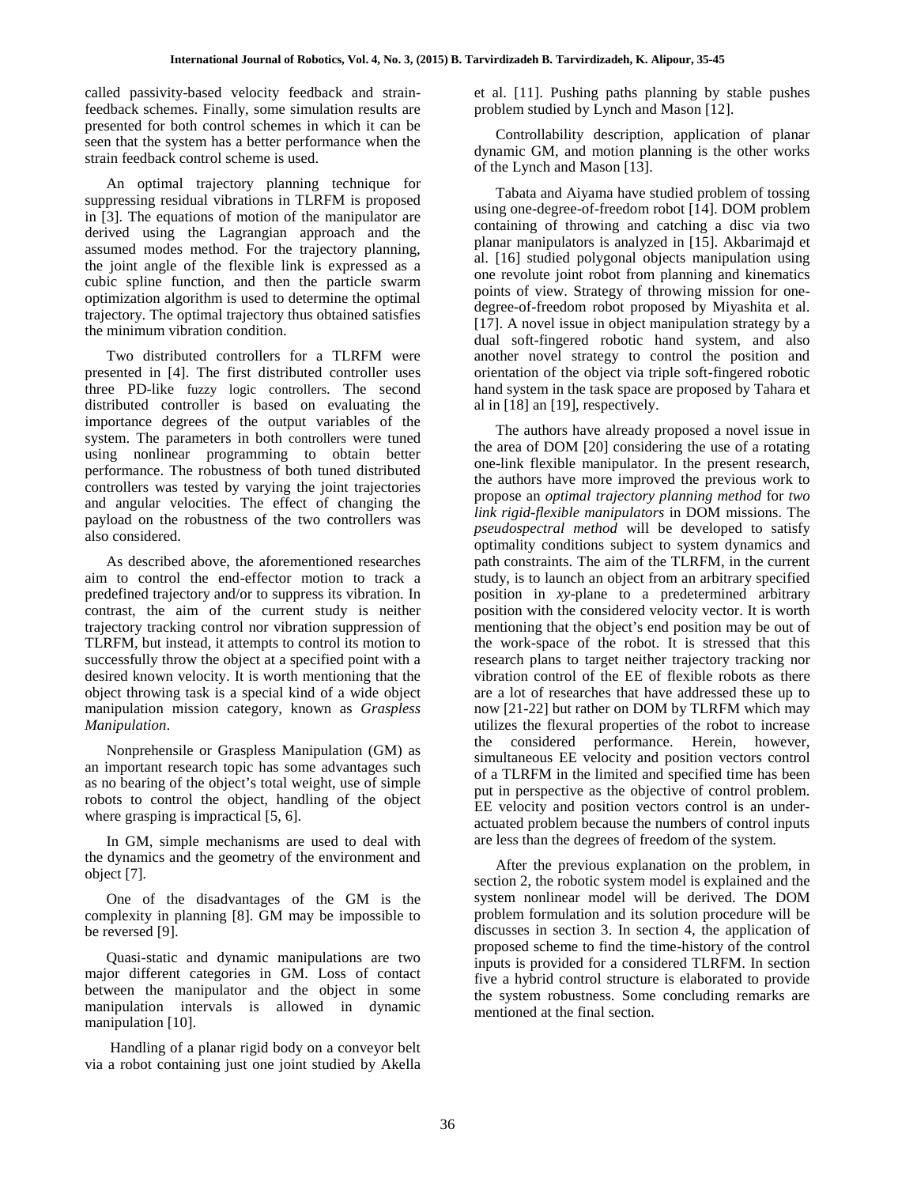called passivity-based velocity feedback and strain-feedback schemes. Finally, some simulation results are presented for both control schemes in which it can be seen that the system has a better performance when the strain feedback control scheme is used.

An optimal trajectory planning technique for suppressing residual vibrations in TLRFM is proposed in [3]. The equations of motion of the manipulator are derived using the Lagrangian approach and the assumed modes method. For the trajectory planning, the joint angle of the flexible link is expressed as a cubic spline function, and then the particle swarm optimization algorithm is used to determine the optimal trajectory. The optimal trajectory thus obtained satisfies the minimum vibration condition.

Two distributed controllers for a TLRFM were presented in [4]. The first distributed controller uses three PD-like fuzzy logic controllers. The second distributed controller is based on evaluating the importance degrees of the output variables of the system. The parameters in both controllers were tuned using nonlinear programming to obtain better performance. The robustness of both tuned distributed controllers was tested by varying the joint trajectories and angular velocities. The effect of changing the payload on the robustness of the two controllers was also considered.

As described above, the aforementioned researches aim to control the end-effector motion to track a predefined trajectory and/or to suppress its vibration. In contrast, the aim of the current study is neither trajectory tracking control nor vibration suppression of TLRFM, but instead, it attempts to control its motion to successfully throw the object at a specified point with a desired known velocity. It is worth mentioning that the object throwing task is a special kind of a wide object manipulation mission category, known as *Graspless Manipulation*.

Nonprehensile or Graspless Manipulation (GM) as an important research topic has some advantages such as no bearing of the object's total weight, use of simple robots to control the object, handling of the object where grasping is impractical [5, 6].

In GM, simple mechanisms are used to deal with the dynamics and the geometry of the environment and object [7].

One of the disadvantages of the GM is the complexity in planning [8]. GM may be impossible to be reversed [9].

Quasi-static and dynamic manipulations are two major different categories in GM. Loss of contact between the manipulator and the object in some manipulation intervals is allowed in dynamic manipulation [10].

Handling of a planar rigid body on a conveyor belt via a robot containing just one joint studied by Akella et al. [11]. Pushing paths planning by stable pushes problem studied by Lynch and Mason [12].

Controllability description, application of planar dynamic GM, and motion planning is the other works of the Lynch and Mason [13].

Tabata and Aiyama have studied problem of tossing using one-degree-of-freedom robot [14]. DOM problem containing of throwing and catching a disc via two planar manipulators is analyzed in [15]. Akbarimajd et al. [16] studied polygonal objects manipulation using one revolute joint robot from planning and kinematics points of view. Strategy of throwing mission for one-degree-of-freedom robot proposed by Miyashita et al. [17]. A novel issue in object manipulation strategy by a dual soft-fingered robotic hand system, and also another novel strategy to control the position and orientation of the object via triple soft-fingered robotic hand system in the task space are proposed by Tahara et al in [18] an [19], respectively.

The authors have already proposed a novel issue in the area of DOM [20] considering the use of a rotating one-link flexible manipulator. In the present research, the authors have more improved the previous work to propose an *optimal trajectory planning method* for *two link rigid-flexible manipulators* in DOM missions. The *pseudospectral method* will be developed to satisfy optimality conditions subject to system dynamics and path constraints. The aim of the TLRFM, in the current study, is to launch an object from an arbitrary specified position in *xy*-plane to a predetermined arbitrary position with the considered velocity vector. It is worth mentioning that the object's end position may be out of the work-space of the robot. It is stressed that this research plans to target neither trajectory tracking nor vibration control of the EE of flexible robots as there are a lot of researches that have addressed these up to now [21-22] but rather on DOM by TLRFM which may utilizes the flexural properties of the robot to increase the considered performance. Herein, however, simultaneous EE velocity and position vectors control of a TLRFM in the limited and specified time has been put in perspective as the objective of control problem. EE velocity and position vectors control is an under-actuated problem because the numbers of control inputs are less than the degrees of freedom of the system.

After the previous explanation on the problem, in section 2, the robotic system model is explained and the system nonlinear model will be derived. The DOM problem formulation and its solution procedure will be discusses in section 3. In section 4, the application of proposed scheme to find the time-history of the control inputs is provided for a considered TLRFM. In section five a hybrid control structure is elaborated to provide the system robustness. Some concluding remarks are mentioned at the final section.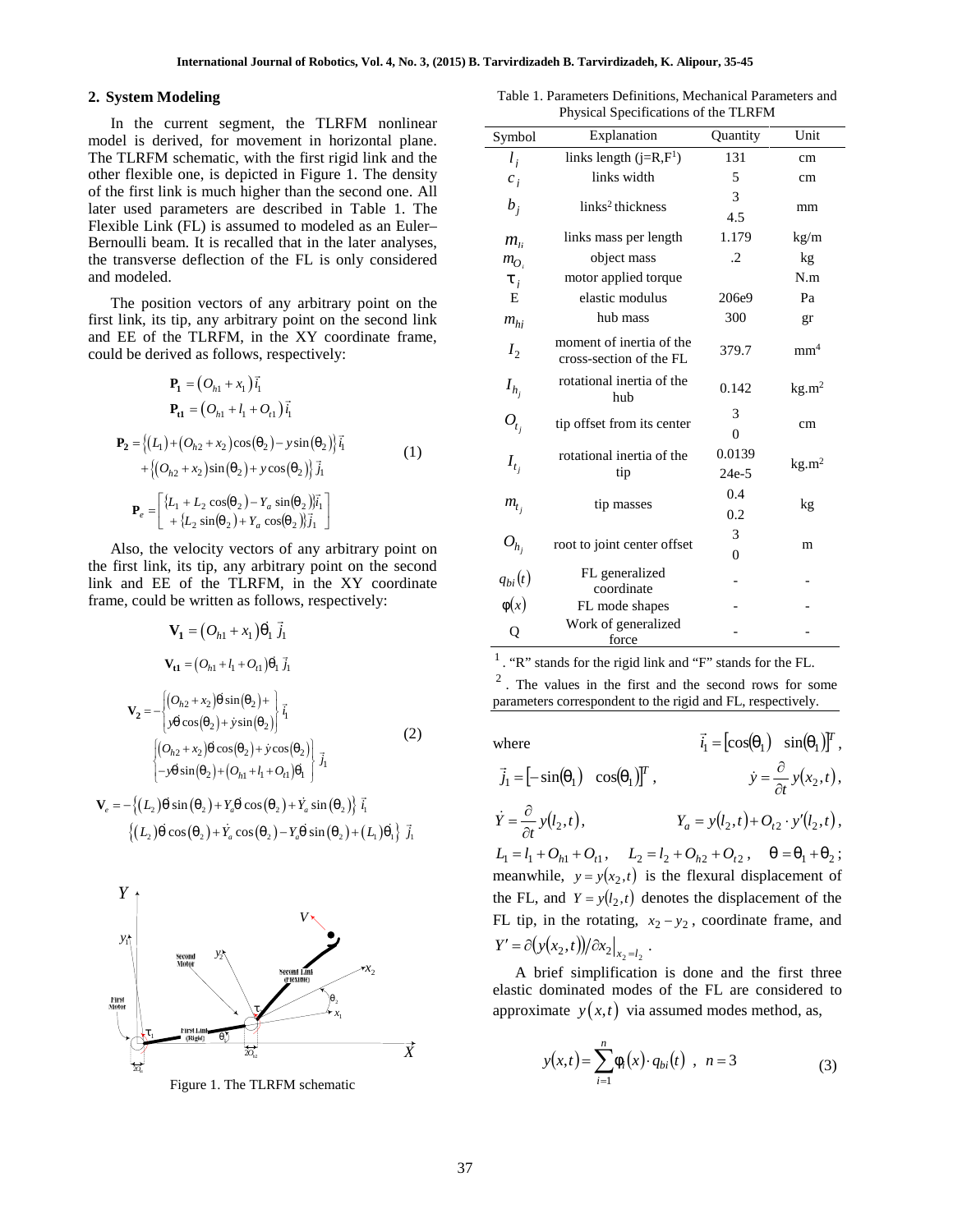## 2. System Modeling

In the current segment, the TLRFM nonlinear model is derived, for movement in horizontal plane. The TLRFM schematic, with the first rigid link and the other flexible one, is depicted in Figure 1. The density of the first link is much higher than the second one. All later used parameters are described in Table 1. The Flexible Link (FL) is assumed to modeled as an Euler–Bernoulli beam. It is recalled that in the later analyses, the transverse deflection of the FL is only considered and modeled.

The position vectors of any arbitrary point on the first link, its tip, any arbitrary point on the second link and EE of the TLRFM, in the XY coordinate frame, could be derived as follows, respectively:

$$
\begin{aligned}
\mathbf{P_1} &= \left(O_{h1}+x_1\right)\vec{i}_1 \\
\mathbf{P_{t1}} &= \left(O_{h1}+l_1+O_{t1}\right)\vec{i}_1 \\
\mathbf{P_2} &= \left\{\left(L_1\right)+\left(O_{h2}+x_2\right)\cos\left(\theta_2\right)-y\sin\left(\theta_2\right)\right\}\vec{i}_1 \\
&\quad +\left\{\left(O_{h2}+x_2\right)\sin\left(\theta_2\right)+y\cos\left(\theta_2\right)\right\}\vec{j}_1 \\
\mathbf{P}_e &= \begin{bmatrix} \left\{L_1+L_2\cos(\theta_2)-Y_a\sin(\theta_2)\right\}\vec{i}_1 \\ +\left\{L_2\sin(\theta_2)+Y_a\cos(\theta_2)\right\}\vec{j}_1 \end{bmatrix}
\end{aligned}
\tag{1}
$$

Also, the velocity vectors of any arbitrary point on the first link, its tip, any arbitrary point on the second link and EE of the TLRFM, in the XY coordinate frame, could be written as follows, respectively:

$$
\begin{aligned}
\mathbf{V_1} &= \left(O_{h1}+x_1\right)\dot{\theta}_1\,\vec{j}_1 \\
\mathbf{V_{t1}} &= \left(O_{h1}+l_1+O_{t1}\right)\dot{\theta}_1\,\vec{j}_1 \\
\mathbf{V_2} &= -\begin{Bmatrix} \left(O_{h2}+x_2\right)\dot{\theta}\sin\left(\theta_2\right)+ \\ y\dot{\theta}\cos\left(\theta_2\right)+\dot{y}\sin\left(\theta_2\right) \end{Bmatrix}\vec{i}_1 \\
&\quad \begin{Bmatrix} \left(O_{h2}+x_2\right)\dot{\theta}\cos\left(\theta_2\right)+\dot{y}\cos\left(\theta_2\right) \\ -y\dot{\theta}\sin\left(\theta_2\right)+\left(O_{h1}+l_1+O_{t1}\right)\dot{\theta}_1 \end{Bmatrix}\vec{j}_1 \\
\mathbf{V}_e &= -\left\{\left(L_2\right)\dot{\theta}\sin\left(\theta_2\right)+Y_a\dot{\theta}\cos\left(\theta_2\right)+\dot{Y}_a\sin\left(\theta_2\right)\right\}\vec{i}_1 \\
&\quad \left\{\left(L_2\right)\dot{\theta}\cos\left(\theta_2\right)+\dot{Y}_a\cos\left(\theta_2\right)-Y_a\dot{\theta}\sin\left(\theta_2\right)+\left(L_1\right)\dot{\theta}_1\right\}\vec{j}_1
\end{aligned}
\tag{2}
$$

Figure 1. The TLRFM schematic

Table 1. Parameters Definitions, Mechanical Parameters and Physical Specifications of the TLRFM

| Symbol | Explanation | Quantity | Unit |
|---|---|---|---|
| $l_j$ | links length (j=R,F[1]) | 131 | cm |
| $c_j$ | links width | 5 | cm |
| $b_j$ | links[2] thickness | 3<br>4.5 | mm |
| $m_{li}$ | links mass per length | 1.179 | kg/m |
| $m_{O_i}$ | object mass | .2 | kg |
| $\tau_j$ | motor applied torque | | N.m |
| E | elastic modulus | 206e9 | Pa |
| $m_{hj}$ | hub mass | 300 | gr |
| $I_2$ | moment of inertia of the cross-section of the FL | 379.7 | mm[4] |
| $I_{h_j}$ | rotational inertia of the hub | 0.142 | kg.m[2] |
| $O_{t_j}$ | tip offset from its center | 3<br>0 | cm |
| $I_{t_j}$ | rotational inertia of the tip | 0.0139<br>24e-5 | kg.m[2] |
| $m_{t_j}$ | tip masses | 0.4<br>0.2 | kg |
| $O_{h_j}$ | root to joint center offset | 3<br>0 | m |
| $q_{bi}(t)$ | FL generalized coordinate | - | - |
| $\phi(x)$ | FL mode shapes | - | - |
| Q | Work of generalized force | - | - |

[1]. "R" stands for the rigid link and "F" stands for the FL.

[2]. The values in the first and the second rows for some parameters correspondent to the rigid and FL, respectively.

where $\vec{i}_1=\left[\cos(\theta_1)\quad \sin(\theta_1)\right]^T$, $\vec{j}_1=\left[-\sin(\theta_1)\quad \cos(\theta_1)\right]^T$, $\dot{y}=\frac{\partial}{\partial t}y(x_2,t)$, $\dot{Y}=\frac{\partial}{\partial t}y(l_2,t)$, $Y_a=y(l_2,t)+O_{t2}\cdot y'(l_2,t)$, $L_1=l_1+O_{h1}+O_{t1}$, $L_2=l_2+O_{h2}+O_{t2}$, $\theta=\theta_1+\theta_2$; meanwhile, $y=y(x_2,t)$ is the flexural displacement of the FL, and $Y=y(l_2,t)$ denotes the displacement of the FL tip, in the rotating, $x_2-y_2$, coordinate frame, and $Y'=\partial(y(x_2,t))/\partial x_2\big|_{x_2=l_2}$.

A brief simplification is done and the first three elastic dominated modes of the FL are considered to approximate $y(x,t)$ via assumed modes method, as,

$$
y(x,t)=\sum_{i=1}^{n}\phi_i(x)\cdot q_{bi}(t)\ ,\ \ n=3 \tag{3}
$$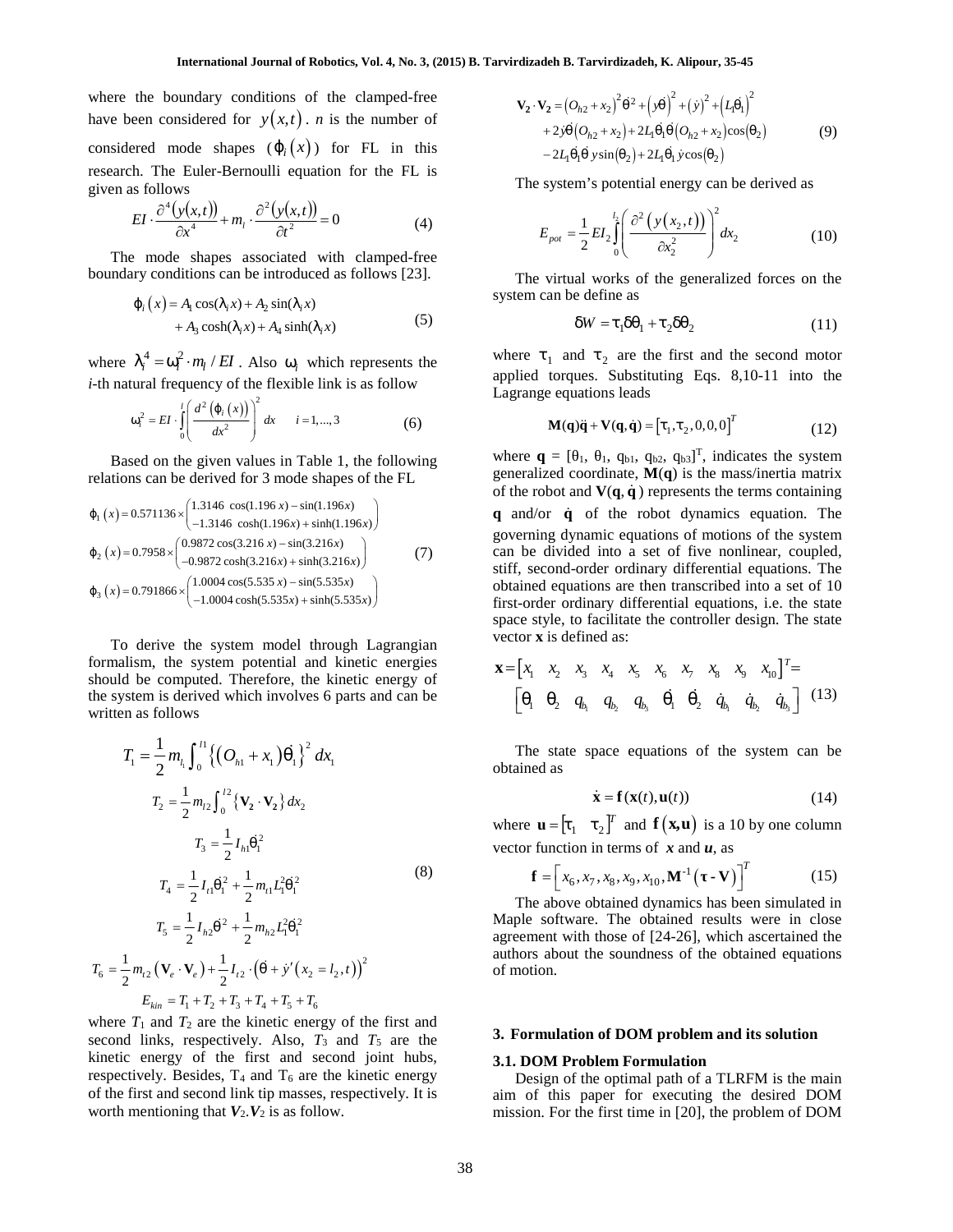where the boundary conditions of the clamped-free have been considered for $y(x,t)$. $n$ is the number of considered mode shapes ($\varphi_i(x)$) for FL in this research. The Euler-Bernoulli equation for the FL is given as follows

$$EI \cdot \frac{\partial^4(y(x,t))}{\partial x^4} + m_l \cdot \frac{\partial^2(y(x,t))}{\partial t^2} = 0 \tag{4}$$

The mode shapes associated with clamped-free boundary conditions can be introduced as follows [23].

$$\begin{aligned}\varphi_i(x) &= A_1 \cos(\lambda_i x) + A_2 \sin(\lambda_i x) \\ &+ A_3 \cosh(\lambda_i x) + A_4 \sinh(\lambda_i x)\end{aligned} \tag{5}$$

where $\lambda_i^4 = \omega_i^2 \cdot m_l / EI$. Also $\omega_i$ which represents the $i$-th natural frequency of the flexible link is as follow

$$\omega_i^2 = EI \cdot \int_0^l \left( \frac{d^2(\varphi_i(x))}{dx^2} \right)^2 dx \qquad i = 1,...,3 \tag{6}$$

Based on the given values in Table 1, the following relations can be derived for 3 mode shapes of the FL

$$\begin{aligned}\varphi_1(x) &= 0.571136 \times \begin{pmatrix} 1.3146 \cos(1.196x) - \sin(1.196x) \\ -1.3146 \cosh(1.196x) + \sinh(1.196x) \end{pmatrix} \\ \varphi_2(x) &= 0.7958 \times \begin{pmatrix} 0.9872 \cos(3.216x) - \sin(3.216x) \\ -0.9872 \cosh(3.216x) + \sinh(3.216x) \end{pmatrix} \\ \varphi_3(x) &= 0.791866 \times \begin{pmatrix} 1.0004 \cos(5.535x) - \sin(5.535x) \\ -1.0004 \cosh(5.535x) + \sinh(5.535x) \end{pmatrix}\end{aligned} \tag{7}$$

To derive the system model through Lagrangian formalism, the system potential and kinetic energies should be computed. Therefore, the kinetic energy of the system is derived which involves 6 parts and can be written as follows

$$\begin{aligned}T_1 &= \frac{1}{2} m_{l_1} \int_0^{l1} \left\{ (O_{h1} + x_1)\dot{\theta}_1 \right\}^2 dx_1 \\ T_2 &= \frac{1}{2} m_{l2} \int_0^{l2} \left\{ \mathbf{V_2} \cdot \mathbf{V_2} \right\} dx_2 \\ T_3 &= \frac{1}{2} I_{h1} \dot{\theta}_1^2 \\ T_4 &= \frac{1}{2} I_{t1} \dot{\theta}_1^2 + \frac{1}{2} m_{t1} L_1^2 \dot{\theta}_1^2 \\ T_5 &= \frac{1}{2} I_{h2} \dot{\theta}^2 + \frac{1}{2} m_{h2} L_1^2 \dot{\theta}_1^2 \\ T_6 &= \frac{1}{2} m_{t2} (\mathbf{V}_e \cdot \mathbf{V}_e) + \frac{1}{2} I_{t2} \cdot \left( \dot{\theta} + \dot{y}'(x_2 = l_2, t) \right)^2 \\ E_{kin} &= T_1 + T_2 + T_3 + T_4 + T_5 + T_6\end{aligned} \tag{8}$$

where $T_1$ and $T_2$ are the kinetic energy of the first and second links, respectively. Also, $T_3$ and $T_5$ are the kinetic energy of the first and second joint hubs, respectively. Besides, $T_4$ and $T_6$ are the kinetic energy of the first and second link tip masses, respectively. It is worth mentioning that $\mathbf{V}_2.\mathbf{V}_2$ is as follow.

$$\begin{aligned}\mathbf{V_2} \cdot \mathbf{V_2} &= (O_{h2} + x_2)^2 \dot{\theta}^2 + (y\dot{\theta})^2 + (\dot{y})^2 + (L_1\dot{\theta}_1)^2 \\ &+ 2\dot{y}\dot{\theta}(O_{h2} + x_2) + 2L_1\dot{\theta}_1\dot{\theta}(O_{h2} + x_2)\cos(\theta_2) \\ &- 2L_1\dot{\theta}_1\dot{\theta}\, y\sin(\theta_2) + 2L_1\dot{\theta}_1 \dot{y}\cos(\theta_2)\end{aligned} \tag{9}$$

The system's potential energy can be derived as

$$E_{pot} = \frac{1}{2} EI_2 \int_0^{l_2} \left( \frac{\partial^2(y(x_2,t))}{\partial x_2^2} \right)^2 dx_2 \tag{10}$$

The virtual works of the generalized forces on the system can be define as

$$\delta W = \tau_1 \delta\theta_1 + \tau_2 \delta\theta_2 \tag{11}$$

where $\tau_1$ and $\tau_2$ are the first and the second motor applied torques. Substituting Eqs. 8,10-11 into the Lagrange equations leads

$$\mathbf{M}(\mathbf{q})\ddot{\mathbf{q}} + \mathbf{V}(\mathbf{q}, \dot{\mathbf{q}}) = [\tau_1, \tau_2, 0, 0, 0]^T \tag{12}$$

where $\mathbf{q} = [\theta_1, \theta_1, q_{b1}, q_{b2}, q_{b3}]^T$, indicates the system generalized coordinate, $\mathbf{M}(\mathbf{q})$ is the mass/inertia matrix of the robot and $\mathbf{V}(\mathbf{q}, \dot{\mathbf{q}})$ represents the terms containing $\mathbf{q}$ and/or $\dot{\mathbf{q}}$ of the robot dynamics equation. The governing dynamic equations of motions of the system can be divided into a set of five nonlinear, coupled, stiff, second-order ordinary differential equations. The obtained equations are then transcribed into a set of 10 first-order ordinary differential equations, i.e. the state space style, to facilitate the controller design. The state vector $\mathbf{x}$ is defined as:

$$\begin{aligned}\mathbf{x} &= \begin{bmatrix} x_1 & x_2 & x_3 & x_4 & x_5 & x_6 & x_7 & x_8 & x_9 & x_{10} \end{bmatrix}^T = \\ &\begin{bmatrix} \theta_1 & \theta_2 & q_{b_1} & q_{b_2} & q_{b_3} & \dot{\theta}_1 & \dot{\theta}_2 & \dot{q}_{b_1} & \dot{q}_{b_2} & \dot{q}_{b_3} \end{bmatrix}\end{aligned} \tag{13}$$

The state space equations of the system can be obtained as

$$\dot{\mathbf{x}} = \mathbf{f}(\mathbf{x}(t), \mathbf{u}(t)) \tag{14}$$

where $\mathbf{u} = [\tau_1 \quad \tau_2]^T$ and $\mathbf{f}(\mathbf{x,u})$ is a 10 by one column vector function in terms of $\boldsymbol{x}$ and $\boldsymbol{u}$, as

$$\mathbf{f} = \left[ x_6, x_7, x_8, x_9, x_{10}, \mathbf{M}^{-1}(\boldsymbol{\tau} - \mathbf{V}) \right]^T \tag{15}$$

The above obtained dynamics has been simulated in Maple software. The obtained results were in close agreement with those of [24-26], which ascertained the authors about the soundness of the obtained equations of motion.

## 3. Formulation of DOM problem and its solution

### 3.1. DOM Problem Formulation

Design of the optimal path of a TLRFM is the main aim of this paper for executing the desired DOM mission. For the first time in [20], the problem of DOM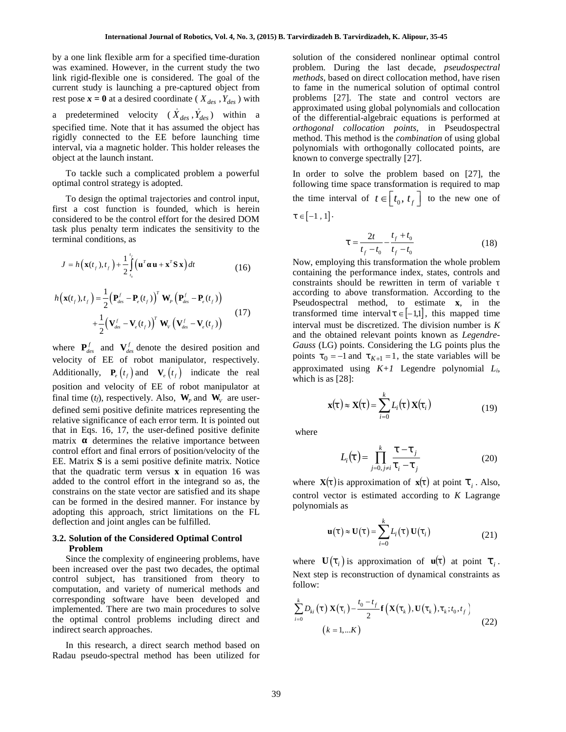by a one link flexible arm for a specified time-duration was examined. However, in the current study the two link rigid-flexible one is considered. The goal of the current study is launching a pre-captured object from rest pose $\boldsymbol{x} = \mathbf{0}$ at a desired coordinate ( $X_{des}, Y_{des}$ ) with a predetermined velocity ( $\dot{X}_{des}, \dot{Y}_{des}$ ) within a specified time. Note that it has assumed the object has rigidly connected to the EE before launching time interval, via a magnetic holder. This holder releases the object at the launch instant.

To tackle such a complicated problem a powerful optimal control strategy is adopted.

To design the optimal trajectories and control input, first a cost function is founded, which is herein considered to be the control effort for the desired DOM task plus penalty term indicates the sensitivity to the terminal conditions, as

$$J = h\left(\mathbf{x}(t_f), t_f\right) + \frac{1}{2}\int_{t_0}^{t_f} \left(\mathbf{u}^T \boldsymbol{\alpha}\, \mathbf{u} + \mathbf{x}^T \mathbf{S}\, \mathbf{x}\right) dt \tag{16}$$

$$\begin{aligned} h\left(\mathbf{x}(t_f), t_f\right) &= \frac{1}{2}\left(\mathbf{P}_{des}^f - \mathbf{P}_e(t_f)\right)^T \mathbf{W}_P \left(\mathbf{P}_{des}^f - \mathbf{P}_e(t_f)\right) \\ &+ \frac{1}{2}\left(\mathbf{V}_{des}^f - \mathbf{V}_e(t_f)\right)^T \mathbf{W}_V \left(\mathbf{V}_{des}^f - \mathbf{V}_e(t_f)\right) \end{aligned} \tag{17}$$

where $\mathbf{P}_{des}^f$ and $\mathbf{V}_{des}^f$ denote the desired position and velocity of EE of robot manipulator, respectively. Additionally, $\mathbf{P}_e(t_f)$ and $\mathbf{V}_e(t_f)$ indicate the real position and velocity of EE of robot manipulator at final time ($t_f$), respectively. Also, $\mathbf{W}_P$ and $\mathbf{W}_V$ are user-defined semi positive definite matrices representing the relative significance of each error term. It is pointed out that in Eqs. 16, 17, the user-defined positive definite matrix $\boldsymbol{\alpha}$ determines the relative importance between control effort and final errors of position/velocity of the EE. Matrix **S** is a semi positive definite matrix. Notice that the quadratic term versus **x** in equation 16 was added to the control effort in the integrand so as, the constrains on the state vector are satisfied and its shape can be formed in the desired manner. For instance by adopting this approach, strict limitations on the FL deflection and joint angles can be fulfilled.

### 3.2. Solution of the Considered Optimal Control Problem

Since the complexity of engineering problems, have been increased over the past two decades, the optimal control subject, has transitioned from theory to computation, and variety of numerical methods and corresponding software have been developed and implemented. There are two main procedures to solve the optimal control problems including direct and indirect search approaches.

In this research, a direct search method based on Radau pseudo-spectral method has been utilized for solution of the considered nonlinear optimal control problem. During the last decade, *pseudospectral methods*, based on direct collocation method, have risen to fame in the numerical solution of optimal control problems [27]. The state and control vectors are approximated using global polynomials and collocation of the differential-algebraic equations is performed at *orthogonal collocation points*, in Pseudospectral method. This method is the *combination* of using global polynomials with orthogonally collocated points, are known to converge spectrally [27].

In order to solve the problem based on [27], the following time space transformation is required to map the time interval of $t \in \left[t_0, t_f\right]$ to the new one of $\tau \in [-1, 1]$.

$$\tau = \frac{2t}{t_f - t_0} - \frac{t_f + t_0}{t_f - t_0} \tag{18}$$

Now, employing this transformation the whole problem containing the performance index, states, controls and constraints should be rewritten in term of variable $\tau$ according to above transformation. According to the Pseudospectral method, to estimate **x**, in the transformed time interval $\tau \in [-1,1]$, this mapped time interval must be discretized. The division number is $K$ and the obtained relevant points known as *Legendre-Gauss* (LG) points. Considering the LG points plus the points $\tau_0 = -1$ and $\tau_{K+1} = 1$, the state variables will be approximated using $K+1$ Legendre polynomial $L_i$, which is as [28]:

$$\mathbf{x}(\tau) \approx \mathbf{X}(\tau) = \sum_{i=0}^{k} L_i(\tau)\, \mathbf{X}(\tau_i) \tag{19}$$

where

$$L_i(\tau) = \prod_{j=0, j\neq i}^{k} \frac{\tau - \tau_j}{\tau_i - \tau_j} \tag{20}$$

where $\mathbf{X}(\tau)$ is approximation of $\mathbf{x}(\tau)$ at point $\tau_i$. Also, control vector is estimated according to $K$ Lagrange polynomials as

$$\mathbf{u}(\tau) \approx \mathbf{U}(\tau) = \sum_{i=0}^{k} L_i(\tau)\, \mathbf{U}(\tau_i) \tag{21}$$

where $\mathbf{U}(\tau_i)$ is approximation of $\mathbf{u}(\tau)$ at point $\tau_i$. Next step is reconstruction of dynamical constraints as follow:

$$\begin{gathered} \sum_{i=0}^{k} D_{ki}(\tau)\, \mathbf{X}(\tau_i) - \frac{t_0 - t_f}{2}\mathbf{f}\left(\mathbf{X}(\tau_k), \mathbf{U}(\tau_k), \tau_k; t_0, t_f\right) \\ (k = 1, \ldots K) \end{gathered} \tag{22}$$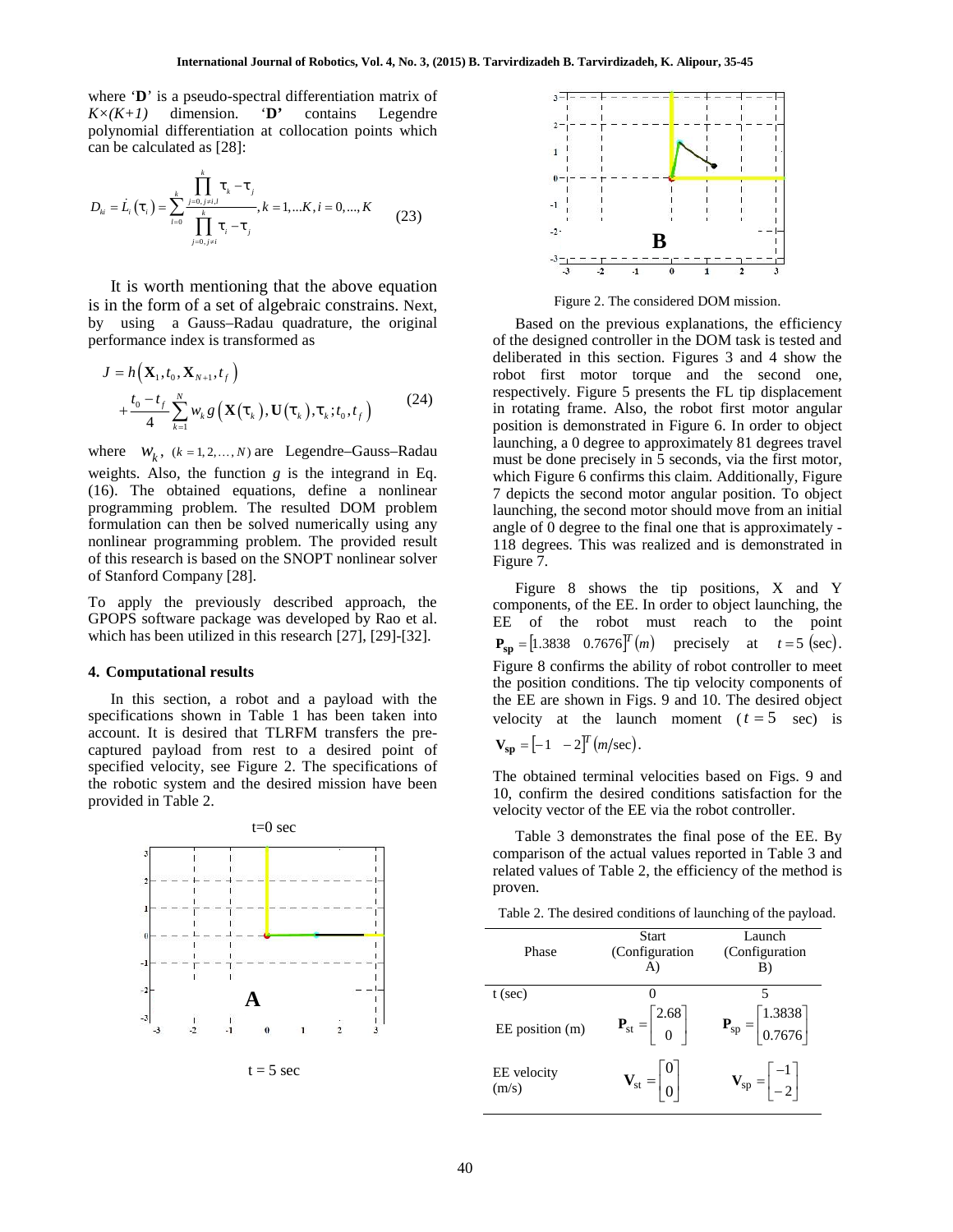where '**D**' is a pseudo-spectral differentiation matrix of $K\times(K+1)$ dimension. '**D**' contains Legendre polynomial differentiation at collocation points which can be calculated as [28]:

$$D_{ki} = \dot{L}_i(\tau_i) = \sum_{l=0}^{k} \frac{\prod_{j=0, j\neq i,l}^{k} \tau_k - \tau_j}{\prod_{j=0, j\neq i}^{k} \tau_i - \tau_j}, k = 1,...K, i = 0,..., K \quad (23)$$

It is worth mentioning that the above equation is in the form of a set of algebraic constrains. Next, by using a Gauss–Radau quadrature, the original performance index is transformed as

$$J = h\left(\mathbf{X}_1, t_0, \mathbf{X}_{N+1}, t_f\right) + \frac{t_0 - t_f}{4} \sum_{k=1}^{N} w_k\, g\left(\mathbf{X}(\tau_k), \mathbf{U}(\tau_k), \tau_k; t_0, t_f\right) \quad (24)$$

where $w_k$, $(k = 1, 2, \ldots, N)$ are Legendre–Gauss–Radau weights. Also, the function $g$ is the integrand in Eq. (16). The obtained equations, define a nonlinear programming problem. The resulted DOM problem formulation can then be solved numerically using any nonlinear programming problem. The provided result of this research is based on the SNOPT nonlinear solver of Stanford Company [28].

To apply the previously described approach, the GPOPS software package was developed by Rao et al. which has been utilized in this research [27], [29]-[32].

## 4. Computational results

In this section, a robot and a payload with the specifications shown in Table 1 has been taken into account. It is desired that TLRFM transfers the pre-captured payload from rest to a desired point of specified velocity, see Figure 2. The specifications of the robotic system and the desired mission have been provided in Table 2.

t=0 sec

t = 5 sec

Figure 2. The considered DOM mission.

Based on the previous explanations, the efficiency of the designed controller in the DOM task is tested and deliberated in this section. Figures 3 and 4 show the robot first motor torque and the second one, respectively. Figure 5 presents the FL tip displacement in rotating frame. Also, the robot first motor angular position is demonstrated in Figure 6. In order to object launching, a 0 degree to approximately 81 degrees travel must be done precisely in 5 seconds, via the first motor, which Figure 6 confirms this claim. Additionally, Figure 7 depicts the second motor angular position. To object launching, the second motor should move from an initial angle of 0 degree to the final one that is approximately -118 degrees. This was realized and is demonstrated in Figure 7.

Figure 8 shows the tip positions, X and Y components, of the EE. In order to object launching, the EE of the robot must reach to the point $\mathbf{P_{sp}} = [1.3838 \quad 0.7676]^T (m)$ precisely at $t = 5$ (sec). Figure 8 confirms the ability of robot controller to meet the position conditions. The tip velocity components of the EE are shown in Figs. 9 and 10. The desired object velocity at the launch moment ($t = 5$ sec) is $\mathbf{V_{sp}} = [-1 \quad -2]^T (m/\text{sec})$.

The obtained terminal velocities based on Figs. 9 and 10, confirm the desired conditions satisfaction for the velocity vector of the EE via the robot controller.

Table 3 demonstrates the final pose of the EE. By comparison of the actual values reported in Table 3 and related values of Table 2, the efficiency of the method is proven.

Table 2. The desired conditions of launching of the payload.

| Phase | Start (Configuration A) | Launch (Configuration B) |
|---|---|---|
| t (sec) | 0 | 5 |
| EE position (m) | $\mathbf{P}_{st} = \begin{bmatrix} 2.68 \\ 0 \end{bmatrix}$ | $\mathbf{P}_{sp} = \begin{bmatrix} 1.3838 \\ 0.7676 \end{bmatrix}$ |
| EE velocity (m/s) | $\mathbf{V}_{st} = \begin{bmatrix} 0 \\ 0 \end{bmatrix}$ | $\mathbf{V}_{sp} = \begin{bmatrix} -1 \\ -2 \end{bmatrix}$ |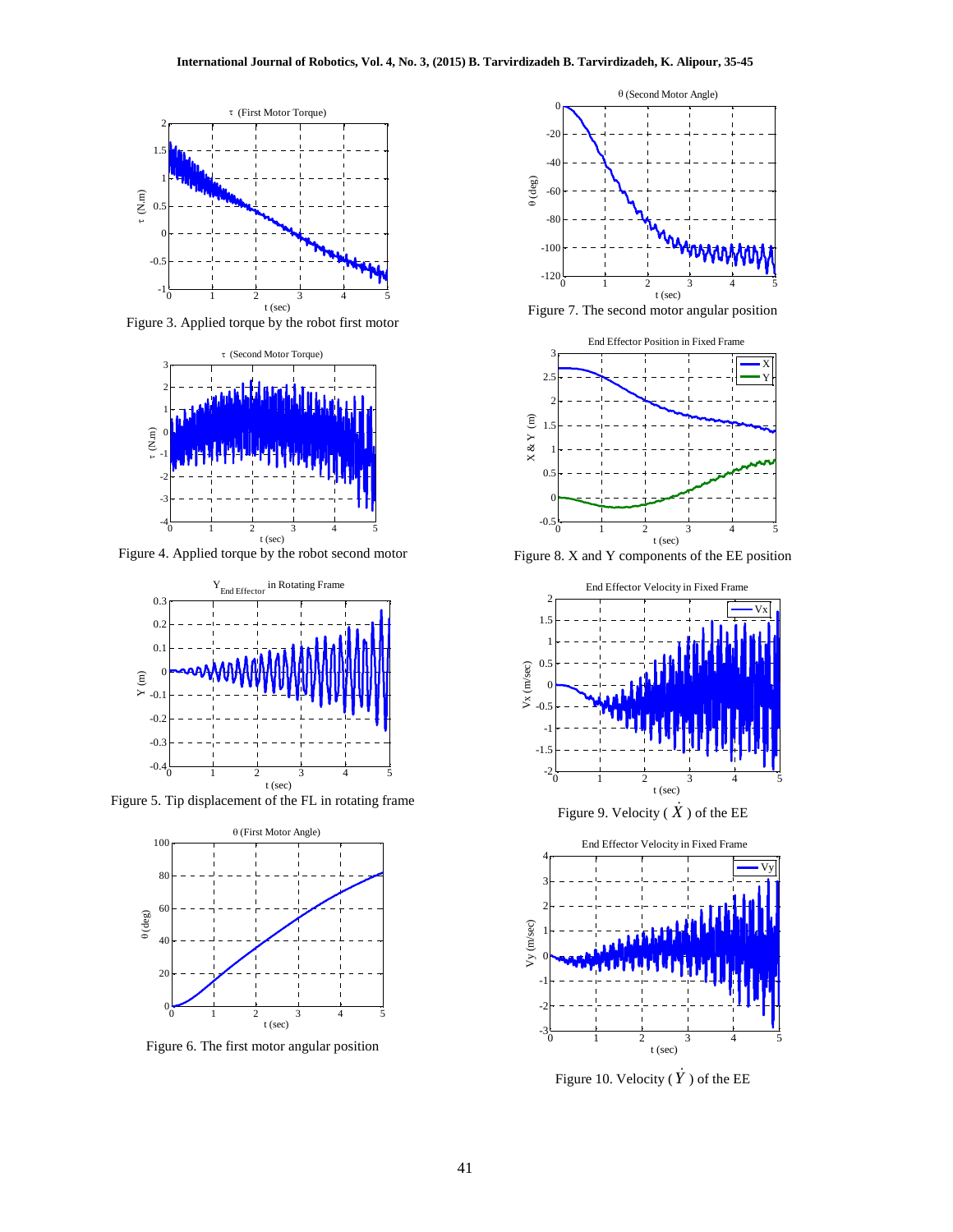Figure 3. Applied torque by the robot first motor

Figure 4. Applied torque by the robot second motor

Figure 5. Tip displacement of the FL in rotating frame

Figure 6. The first motor angular position

Figure 7. The second motor angular position

Figure 8. X and Y components of the EE position

Figure 9. Velocity ( $\dot{X}$ ) of the EE

Figure 10. Velocity ( $\dot{Y}$ ) of the EE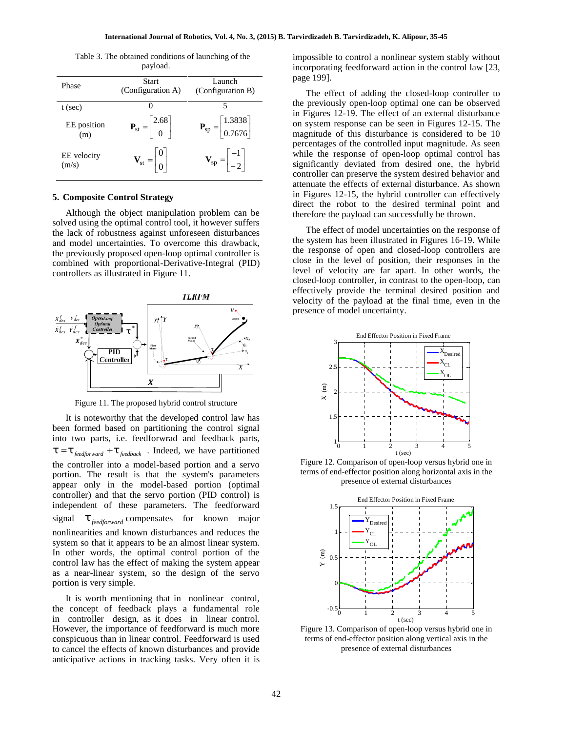Table 3. The obtained conditions of launching of the payload.

| Phase | Start (Configuration A) | Launch (Configuration B) |
|---|---|---|
| t (sec) | 0 | 5 |
| EE position (m) | $\mathbf{P}_{st} = \begin{bmatrix} 2.68 \\ 0 \end{bmatrix}$ | $\mathbf{P}_{sp} = \begin{bmatrix} 1.3838 \\ 0.7676 \end{bmatrix}$ |
| EE velocity (m/s) | $\mathbf{V}_{st} = \begin{bmatrix} 0 \\ 0 \end{bmatrix}$ | $\mathbf{V}_{sp} = \begin{bmatrix} -1 \\ -2 \end{bmatrix}$ |

## 5. Composite Control Strategy

Although the object manipulation problem can be solved using the optimal control tool, it however suffers the lack of robustness against unforeseen disturbances and model uncertainties. To overcome this drawback, the previously proposed open-loop optimal controller is combined with proportional-Derivative-Integral (PID) controllers as illustrated in Figure 11.

Figure 11. The proposed hybrid control structure

It is noteworthy that the developed control law has been formed based on partitioning the control signal into two parts, i.e. feedforwrad and feedback parts, $\tau = \tau_{feedforward} + \tau_{feedback}$ . Indeed, we have partitioned the controller into a model-based portion and a servo portion. The result is that the system's parameters appear only in the model-based portion (optimal controller) and that the servo portion (PID control) is independent of these parameters. The feedforward signal $\tau_{feedforward}$ compensates for known major nonlinearities and known disturbances and reduces the system so that it appears to be an almost linear system. In other words, the optimal control portion of the control law has the effect of making the system appear as a near-linear system, so the design of the servo portion is very simple.

It is worth mentioning that in nonlinear control, the concept of feedback plays a fundamental role in controller design, as it does in linear control. However, the importance of feedforward is much more conspicuous than in linear control. Feedforward is used to cancel the effects of known disturbances and provide anticipative actions in tracking tasks. Very often it is impossible to control a nonlinear system stably without incorporating feedforward action in the control law [23, page 199].

The effect of adding the closed-loop controller to the previously open-loop optimal one can be observed in Figures 12-19. The effect of an external disturbance on system response can be seen in Figures 12-15. The magnitude of this disturbance is considered to be 10 percentages of the controlled input magnitude. As seen while the response of open-loop optimal control has significantly deviated from desired one, the hybrid controller can preserve the system desired behavior and attenuate the effects of external disturbance. As shown in Figures 12-15, the hybrid controller can effectively direct the robot to the desired terminal point and therefore the payload can successfully be thrown.

The effect of model uncertainties on the response of the system has been illustrated in Figures 16-19. While the response of open and closed-loop controllers are close in the level of position, their responses in the level of velocity are far apart. In other words, the closed-loop controller, in contrast to the open-loop, can effectively provide the terminal desired position and velocity of the payload at the final time, even in the presence of model uncertainty.

Figure 12. Comparison of open-loop versus hybrid one in terms of end-effector position along horizontal axis in the presence of external disturbances

Figure 13. Comparison of open-loop versus hybrid one in terms of end-effector position along vertical axis in the presence of external disturbances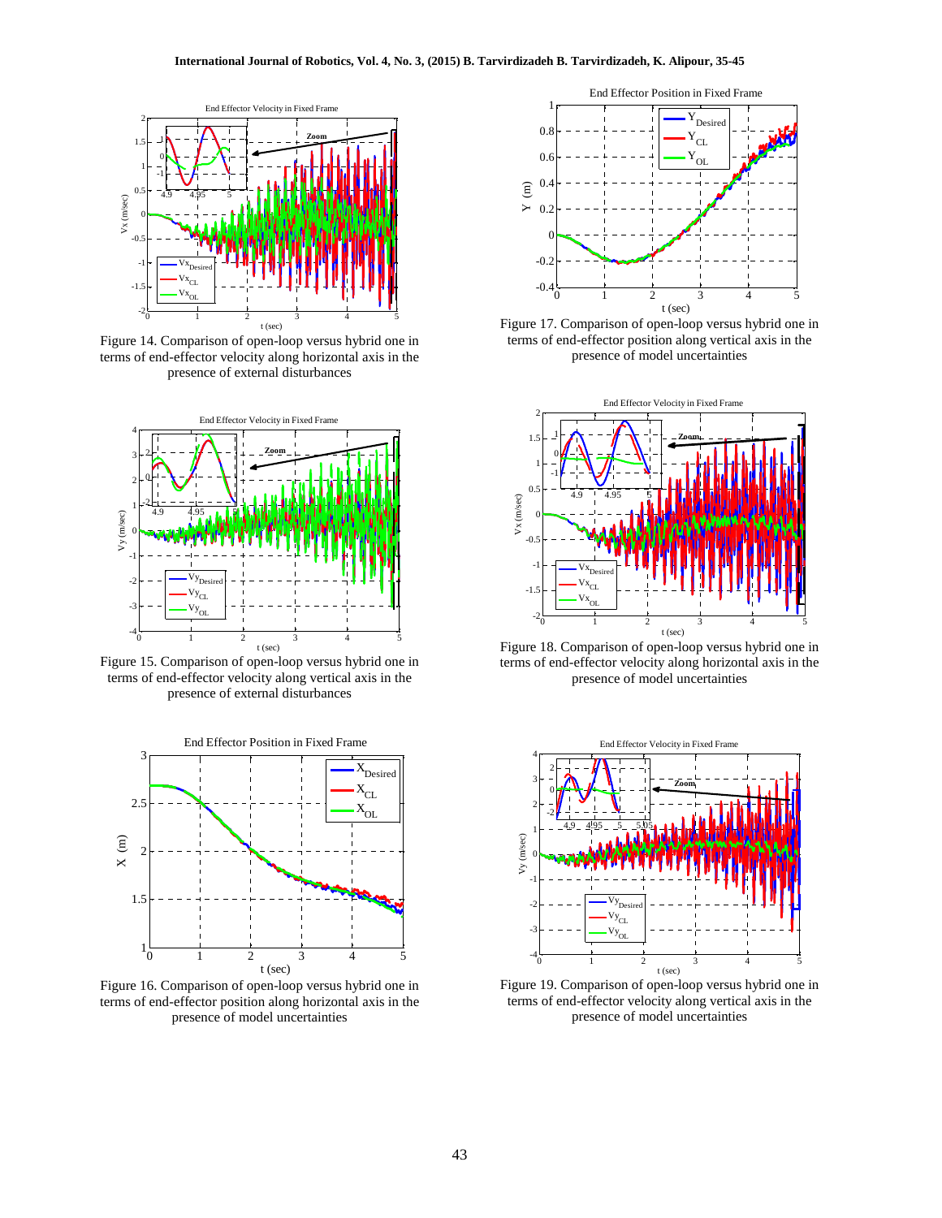Figure 14. Comparison of open-loop versus hybrid one in terms of end-effector velocity along horizontal axis in the presence of external disturbances

Figure 15. Comparison of open-loop versus hybrid one in terms of end-effector velocity along vertical axis in the presence of external disturbances

Figure 16. Comparison of open-loop versus hybrid one in terms of end-effector position along horizontal axis in the presence of model uncertainties

Figure 17. Comparison of open-loop versus hybrid one in terms of end-effector position along vertical axis in the presence of model uncertainties

Figure 18. Comparison of open-loop versus hybrid one in terms of end-effector velocity along horizontal axis in the presence of model uncertainties

Figure 19. Comparison of open-loop versus hybrid one in terms of end-effector velocity along vertical axis in the presence of model uncertainties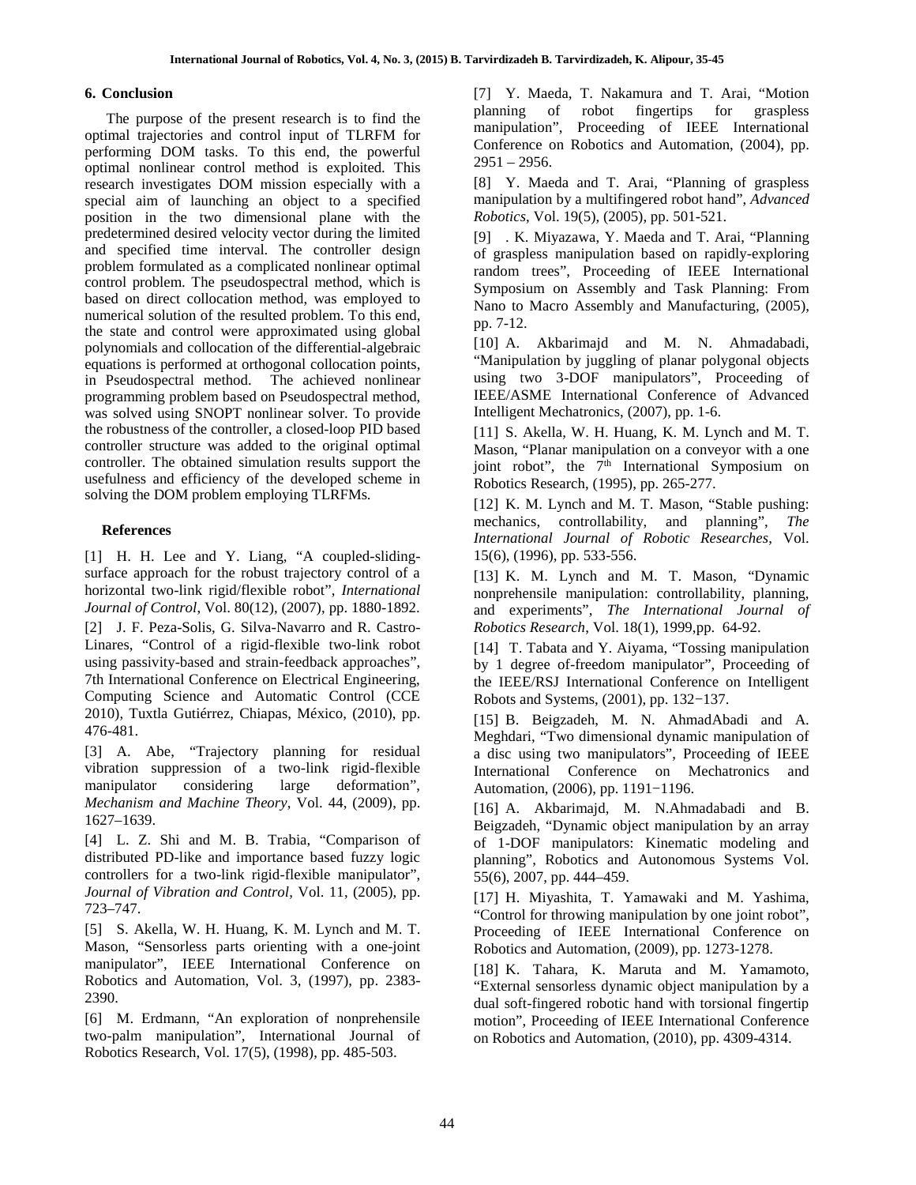## 6. Conclusion

The purpose of the present research is to find the optimal trajectories and control input of TLRFM for performing DOM tasks. To this end, the powerful optimal nonlinear control method is exploited. This research investigates DOM mission especially with a special aim of launching an object to a specified position in the two dimensional plane with the predetermined desired velocity vector during the limited and specified time interval. The controller design problem formulated as a complicated nonlinear optimal control problem. The pseudospectral method, which is based on direct collocation method, was employed to numerical solution of the resulted problem. To this end, the state and control were approximated using global polynomials and collocation of the differential-algebraic equations is performed at orthogonal collocation points, in Pseudospectral method. The achieved nonlinear programming problem based on Pseudospectral method, was solved using SNOPT nonlinear solver. To provide the robustness of the controller, a closed-loop PID based controller structure was added to the original optimal controller. The obtained simulation results support the usefulness and efficiency of the developed scheme in solving the DOM problem employing TLRFMs.

## References

[1] H. H. Lee and Y. Liang, "A coupled-sliding-surface approach for the robust trajectory control of a horizontal two-link rigid/flexible robot", *International Journal of Control*, Vol. 80(12), (2007), pp. 1880-1892.

[2] J. F. Peza-Solis, G. Silva-Navarro and R. Castro-Linares, "Control of a rigid-flexible two-link robot using passivity-based and strain-feedback approaches", 7th International Conference on Electrical Engineering, Computing Science and Automatic Control (CCE 2010), Tuxtla Gutiérrez, Chiapas, México, (2010), pp. 476-481.

[3] A. Abe, "Trajectory planning for residual vibration suppression of a two-link rigid-flexible manipulator considering large deformation", *Mechanism and Machine Theory*, Vol. 44, (2009), pp. 1627–1639.

[4] L. Z. Shi and M. B. Trabia, "Comparison of distributed PD-like and importance based fuzzy logic controllers for a two-link rigid-flexible manipulator", *Journal of Vibration and Control*, Vol. 11, (2005), pp. 723–747.

[5] S. Akella, W. H. Huang, K. M. Lynch and M. T. Mason, "Sensorless parts orienting with a one-joint manipulator", IEEE International Conference on Robotics and Automation, Vol. 3, (1997), pp. 2383-2390.

[6] M. Erdmann, "An exploration of nonprehensile two-palm manipulation", International Journal of Robotics Research, Vol. 17(5), (1998), pp. 485-503.

[7] Y. Maeda, T. Nakamura and T. Arai, "Motion planning of robot fingertips for graspless manipulation", Proceeding of IEEE International Conference on Robotics and Automation, (2004), pp. 2951 – 2956.

[8] Y. Maeda and T. Arai, "Planning of graspless manipulation by a multifingered robot hand", *Advanced Robotics*, Vol. 19(5), (2005), pp. 501-521.

[9] . K. Miyazawa, Y. Maeda and T. Arai, "Planning of graspless manipulation based on rapidly-exploring random trees", Proceeding of IEEE International Symposium on Assembly and Task Planning: From Nano to Macro Assembly and Manufacturing, (2005), pp. 7-12.

[10] A. Akbarimajd and M. N. Ahmadabadi, "Manipulation by juggling of planar polygonal objects using two 3-DOF manipulators", Proceeding of IEEE/ASME International Conference of Advanced Intelligent Mechatronics, (2007), pp. 1-6.

[11] S. Akella, W. H. Huang, K. M. Lynch and M. T. Mason, "Planar manipulation on a conveyor with a one joint robot", the 7th International Symposium on Robotics Research, (1995), pp. 265-277.

[12] K. M. Lynch and M. T. Mason, "Stable pushing: mechanics, controllability, and planning", *The International Journal of Robotic Researches*, Vol. 15(6), (1996), pp. 533-556.

[13] K. M. Lynch and M. T. Mason, "Dynamic nonprehensile manipulation: controllability, planning, and experiments", *The International Journal of Robotics Research*, Vol. 18(1), 1999,pp. 64-92.

[14] T. Tabata and Y. Aiyama, "Tossing manipulation by 1 degree of-freedom manipulator", Proceeding of the IEEE/RSJ International Conference on Intelligent Robots and Systems, (2001), pp. 132−137.

[15] B. Beigzadeh, M. N. AhmadAbadi and A. Meghdari, "Two dimensional dynamic manipulation of a disc using two manipulators", Proceeding of IEEE International Conference on Mechatronics and Automation, (2006), pp. 1191−1196.

[16] A. Akbarimajd, M. N.Ahmadabadi and B. Beigzadeh, "Dynamic object manipulation by an array of 1-DOF manipulators: Kinematic modeling and planning", Robotics and Autonomous Systems Vol. 55(6), 2007, pp. 444–459.

[17] H. Miyashita, T. Yamawaki and M. Yashima, "Control for throwing manipulation by one joint robot", Proceeding of IEEE International Conference on Robotics and Automation, (2009), pp. 1273-1278.

[18] K. Tahara, K. Maruta and M. Yamamoto, "External sensorless dynamic object manipulation by a dual soft-fingered robotic hand with torsional fingertip motion", Proceeding of IEEE International Conference on Robotics and Automation, (2010), pp. 4309-4314.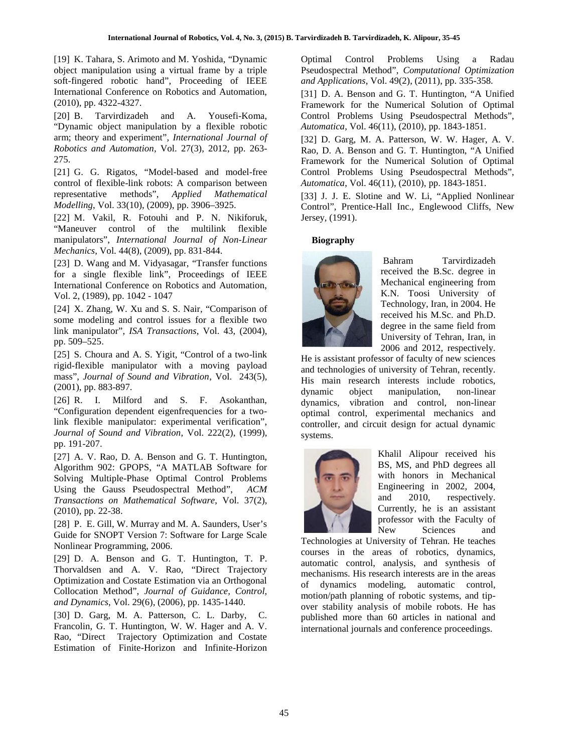[19] K. Tahara, S. Arimoto and M. Yoshida, "Dynamic object manipulation using a virtual frame by a triple soft-fingered robotic hand", Proceeding of IEEE International Conference on Robotics and Automation, (2010), pp. 4322-4327.

[20] B. Tarvirdizadeh and A. Yousefi-Koma, "Dynamic object manipulation by a flexible robotic arm; theory and experiment", *International Journal of Robotics and Automation*, Vol. 27(3), 2012, pp. 263-275.

[21] G. G. Rigatos, "Model-based and model-free control of flexible-link robots: A comparison between representative methods", *Applied Mathematical Modelling*, Vol. 33(10), (2009), pp. 3906–3925.

[22] M. Vakil, R. Fotouhi and P. N. Nikiforuk, "Maneuver control of the multilink flexible manipulators", *International Journal of Non-Linear Mechanics*, Vol. 44(8), (2009), pp. 831-844.

[23] D. Wang and M. Vidyasagar, "Transfer functions for a single flexible link", Proceedings of IEEE International Conference on Robotics and Automation, Vol. 2, (1989), pp. 1042 - 1047

[24] X. Zhang, W. Xu and S. S. Nair, "Comparison of some modeling and control issues for a flexible two link manipulator", *ISA Transactions*, Vol. 43, (2004), pp. 509–525.

[25] S. Choura and A. S. Yigit, "Control of a two-link rigid-flexible manipulator with a moving payload mass", *Journal of Sound and Vibration*, Vol. 243(5), (2001), pp. 883-897.

[26] R. I. Milford and S. F. Asokanthan, "Configuration dependent eigenfrequencies for a two-link flexible manipulator: experimental verification", *Journal of Sound and Vibration*, Vol. 222(2), (1999), pp. 191-207.

[27] A. V. Rao, D. A. Benson and G. T. Huntington, Algorithm 902: GPOPS, "A MATLAB Software for Solving Multiple-Phase Optimal Control Problems Using the Gauss Pseudospectral Method", *ACM Transactions on Mathematical Software*, Vol. 37(2), (2010), pp. 22-38.

[28] P. E. Gill, W. Murray and M. A. Saunders, User's Guide for SNOPT Version 7: Software for Large Scale Nonlinear Programming, 2006.

[29] D. A. Benson and G. T. Huntington, T. P. Thorvaldsen and A. V. Rao, "Direct Trajectory Optimization and Costate Estimation via an Orthogonal Collocation Method", *Journal of Guidance, Control, and Dynamics*, Vol. 29(6), (2006), pp. 1435-1440.

[30] D. Garg, M. A. Patterson, C. L. Darby, C. Francolin, G. T. Huntington, W. W. Hager and A. V. Rao, "Direct Trajectory Optimization and Costate Estimation of Finite-Horizon and Infinite-Horizon Optimal Control Problems Using a Radau Pseudospectral Method", *Computational Optimization and Applications*, Vol. 49(2), (2011), pp. 335-358.

[31] D. A. Benson and G. T. Huntington, "A Unified Framework for the Numerical Solution of Optimal Control Problems Using Pseudospectral Methods", *Automatica*, Vol. 46(11), (2010), pp. 1843-1851.

[32] D. Garg, M. A. Patterson, W. W. Hager, A. V. Rao, D. A. Benson and G. T. Huntington, "A Unified Framework for the Numerical Solution of Optimal Control Problems Using Pseudospectral Methods", *Automatica*, Vol. 46(11), (2010), pp. 1843-1851.

[33] J. J. E. Slotine and W. Li, "Applied Nonlinear Control", Prentice-Hall Inc., Englewood Cliffs, New Jersey, (1991).

**Biography**

Bahram Tarvirdizadeh received the B.Sc. degree in Mechanical engineering from K.N. Toosi University of Technology, Iran, in 2004. He received his M.Sc. and Ph.D. degree in the same field from University of Tehran, Iran, in 2006 and 2012, respectively. He is assistant professor of faculty of new sciences and technologies of university of Tehran, recently. His main research interests include robotics, dynamic object manipulation, non-linear dynamics, vibration and control, non-linear optimal control, experimental mechanics and controller, and circuit design for actual dynamic systems.

Khalil Alipour received his BS, MS, and PhD degrees all with honors in Mechanical Engineering in 2002, 2004, and 2010, respectively. Currently, he is an assistant professor with the Faculty of New Sciences and Technologies at University of Tehran. He teaches courses in the areas of robotics, dynamics, automatic control, analysis, and synthesis of mechanisms. His research interests are in the areas of dynamics modeling, automatic control, motion/path planning of robotic systems, and tip-over stability analysis of mobile robots. He has published more than 60 articles in national and international journals and conference proceedings.